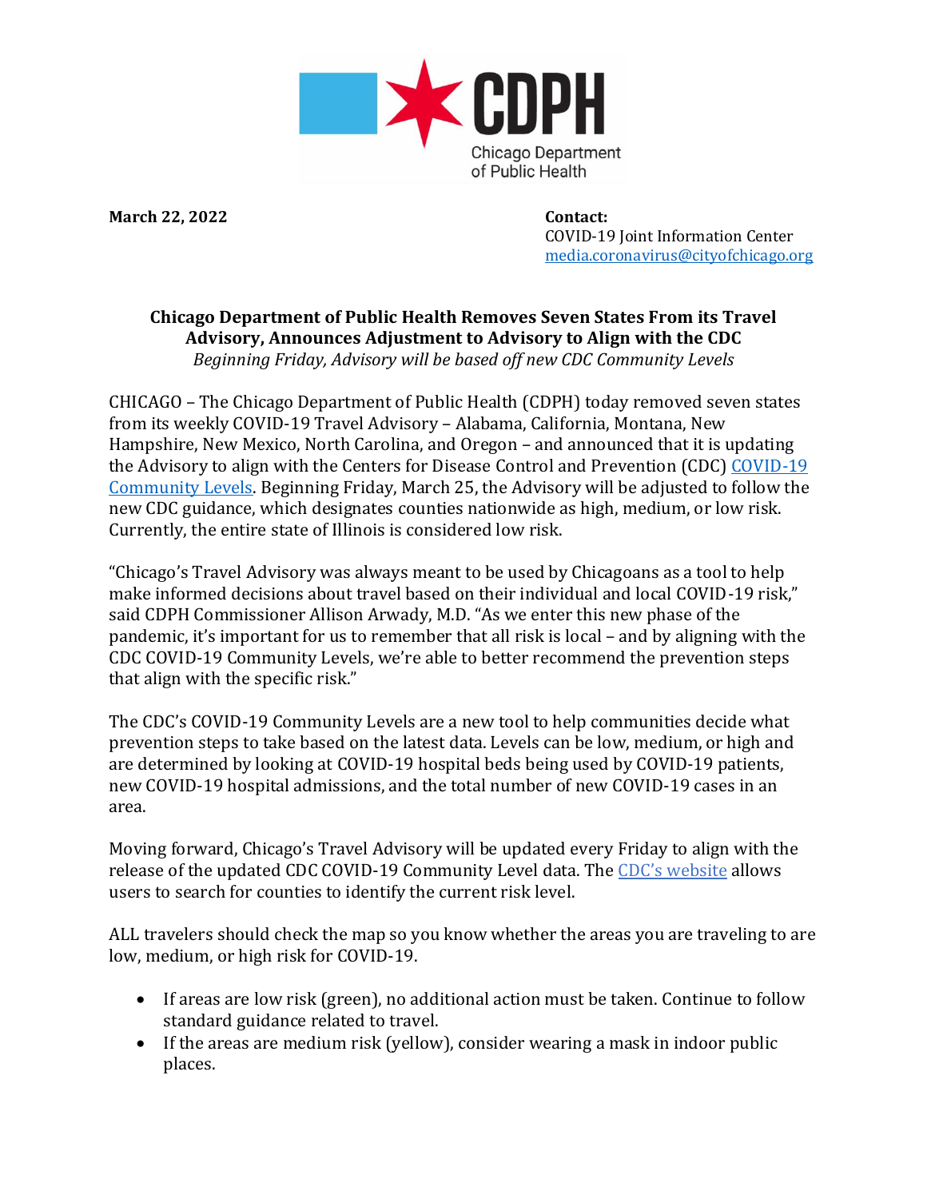CDPH
Chicago Department of Public Health

**March 22, 2022**

**Contact:**
COVID-19 Joint Information Center
media.coronavirus@cityofchicago.org

**Chicago Department of Public Health Removes Seven States From its Travel Advisory, Announces Adjustment to Advisory to Align with the CDC**

*Beginning Friday, Advisory will be based off new CDC Community Levels*

CHICAGO – The Chicago Department of Public Health (CDPH) today removed seven states from its weekly COVID-19 Travel Advisory – Alabama, California, Montana, New Hampshire, New Mexico, North Carolina, and Oregon – and announced that it is updating the Advisory to align with the Centers for Disease Control and Prevention (CDC) COVID-19 Community Levels. Beginning Friday, March 25, the Advisory will be adjusted to follow the new CDC guidance, which designates counties nationwide as high, medium, or low risk. Currently, the entire state of Illinois is considered low risk.

"Chicago's Travel Advisory was always meant to be used by Chicagoans as a tool to help make informed decisions about travel based on their individual and local COVID-19 risk," said CDPH Commissioner Allison Arwady, M.D. "As we enter this new phase of the pandemic, it's important for us to remember that all risk is local – and by aligning with the CDC COVID-19 Community Levels, we're able to better recommend the prevention steps that align with the specific risk."

The CDC's COVID-19 Community Levels are a new tool to help communities decide what prevention steps to take based on the latest data. Levels can be low, medium, or high and are determined by looking at COVID-19 hospital beds being used by COVID-19 patients, new COVID-19 hospital admissions, and the total number of new COVID-19 cases in an area.

Moving forward, Chicago's Travel Advisory will be updated every Friday to align with the release of the updated CDC COVID-19 Community Level data. The CDC's website allows users to search for counties to identify the current risk level.

ALL travelers should check the map so you know whether the areas you are traveling to are low, medium, or high risk for COVID-19.

- If areas are low risk (green), no additional action must be taken. Continue to follow standard guidance related to travel.
- If the areas are medium risk (yellow), consider wearing a mask in indoor public places.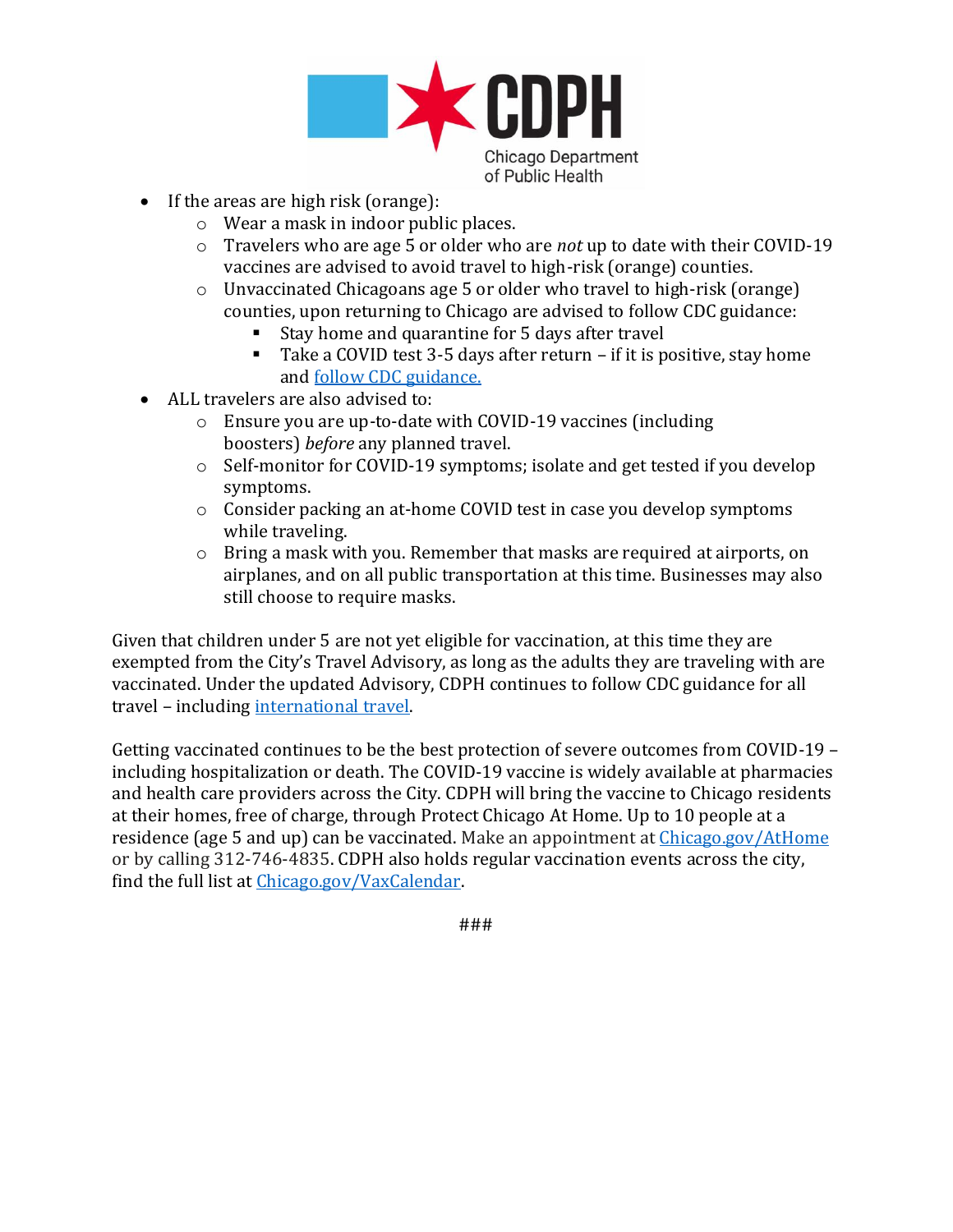- If the areas are high risk (orange):
  - Wear a mask in indoor public places.
  - Travelers who are age 5 or older who are *not* up to date with their COVID-19 vaccines are advised to avoid travel to high-risk (orange) counties.
  - Unvaccinated Chicagoans age 5 or older who travel to high-risk (orange) counties, upon returning to Chicago are advised to follow CDC guidance:
    - Stay home and quarantine for 5 days after travel
    - Take a COVID test 3-5 days after return – if it is positive, stay home and [follow CDC guidance.]()
- ALL travelers are also advised to:
  - Ensure you are up-to-date with COVID-19 vaccines (including boosters) *before* any planned travel.
  - Self-monitor for COVID-19 symptoms; isolate and get tested if you develop symptoms.
  - Consider packing an at-home COVID test in case you develop symptoms while traveling.
  - Bring a mask with you. Remember that masks are required at airports, on airplanes, and on all public transportation at this time. Businesses may also still choose to require masks.

Given that children under 5 are not yet eligible for vaccination, at this time they are exempted from the City's Travel Advisory, as long as the adults they are traveling with are vaccinated. Under the updated Advisory, CDPH continues to follow CDC guidance for all travel – including [international travel]().

Getting vaccinated continues to be the best protection of severe outcomes from COVID-19 – including hospitalization or death. The COVID-19 vaccine is widely available at pharmacies and health care providers across the City. CDPH will bring the vaccine to Chicago residents at their homes, free of charge, through Protect Chicago At Home. Up to 10 people at a residence (age 5 and up) can be vaccinated. Make an appointment at [Chicago.gov/AtHome]() or by calling 312-746-4835. CDPH also holds regular vaccination events across the city, find the full list at [Chicago.gov/VaxCalendar]().

###